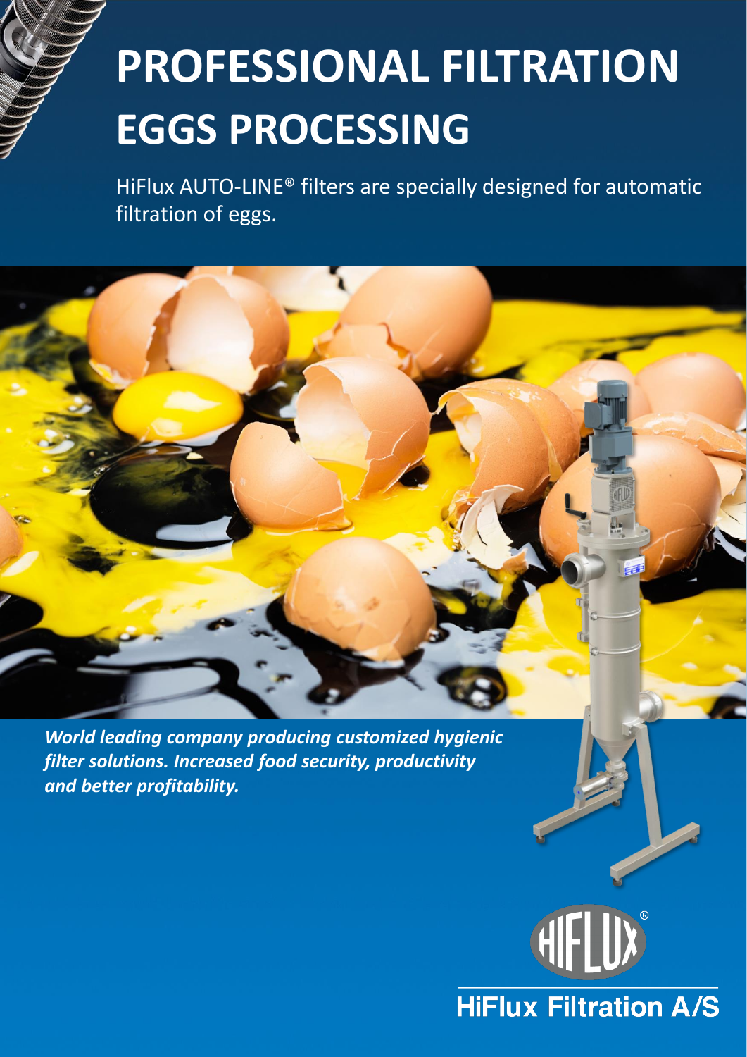# PROFESSIONAL FILTRATION EGGS PROCESSING

HiFlux AUTO-LINE® filters are specially designed for automatic filtration of eggs.

***World leading company producing customized hygienic filter solutions. Increased food security, productivity and better profitability.***

HiFlux Filtration A/S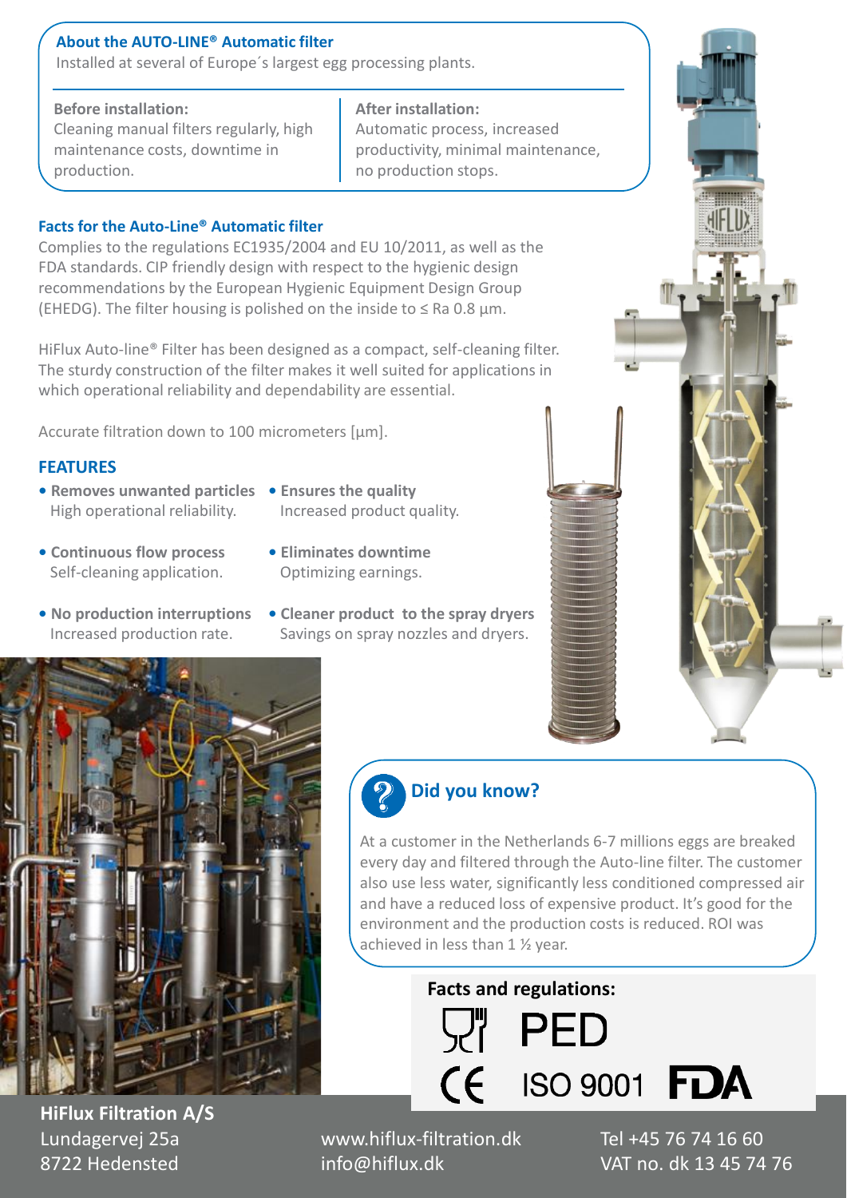## About the AUTO-LINE® Automatic filter

Installed at several of Europe´s largest egg processing plants.

**Before installation:**
Cleaning manual filters regularly, high maintenance costs, downtime in production.

**After installation:**
Automatic process, increased productivity, minimal maintenance, no production stops.

## Facts for the Auto-Line® Automatic filter

Complies to the regulations EC1935/2004 and EU 10/2011, as well as the FDA standards. CIP friendly design with respect to the hygienic design recommendations by the European Hygienic Equipment Design Group (EHEDG). The filter housing is polished on the inside to ≤ Ra 0.8 µm.

HiFlux Auto-line® Filter has been designed as a compact, self-cleaning filter. The sturdy construction of the filter makes it well suited for applications in which operational reliability and dependability are essential.

Accurate filtration down to 100 micrometers [µm].

## FEATURES

- **Removes unwanted particles**
  High operational reliability.
- **Continuous flow process**
  Self-cleaning application.
- **No production interruptions**
  Increased production rate.
- **Ensures the quality**
  Increased product quality.
- **Eliminates downtime**
  Optimizing earnings.
- **Cleaner product to the spray dryers**
  Savings on spray nozzles and dryers.

## Did you know?

At a customer in the Netherlands 6-7 millions eggs are breaked every day and filtered through the Auto-line filter. The customer also use less water, significantly less conditioned compressed air and have a reduced loss of expensive product. It's good for the environment and the production costs is reduced. ROI was achieved in less than 1 ½ year.

**Facts and regulations:**

PED

CE ISO 9001 FDA

**HiFlux Filtration A/S**
Lundagervej 25a
8722 Hedensted

www.hiflux-filtration.dk
info@hiflux.dk

Tel +45 76 74 16 60
VAT no. dk 13 45 74 76